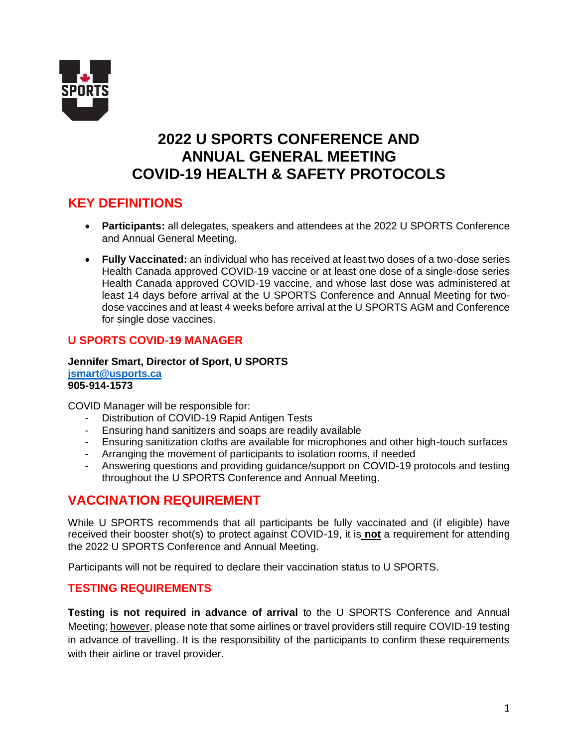# 2022 U SPORTS CONFERENCE AND ANNUAL GENERAL MEETING COVID-19 HEALTH & SAFETY PROTOCOLS

## KEY DEFINITIONS

- **Participants:** all delegates, speakers and attendees at the 2022 U SPORTS Conference and Annual General Meeting.
- **Fully Vaccinated:** an individual who has received at least two doses of a two-dose series Health Canada approved COVID-19 vaccine or at least one dose of a single-dose series Health Canada approved COVID-19 vaccine, and whose last dose was administered at least 14 days before arrival at the U SPORTS Conference and Annual Meeting for two-dose vaccines and at least 4 weeks before arrival at the U SPORTS AGM and Conference for single dose vaccines.

### U SPORTS COVID-19 MANAGER

**Jennifer Smart, Director of Sport, U SPORTS**
**[jsmart@usports.ca](mailto:jsmart@usports.ca)**
**905-914-1573**

COVID Manager will be responsible for:

- Distribution of COVID-19 Rapid Antigen Tests
- Ensuring hand sanitizers and soaps are readily available
- Ensuring sanitization cloths are available for microphones and other high-touch surfaces
- Arranging the movement of participants to isolation rooms, if needed
- Answering questions and providing guidance/support on COVID-19 protocols and testing throughout the U SPORTS Conference and Annual Meeting.

## VACCINATION REQUIREMENT

While U SPORTS recommends that all participants be fully vaccinated and (if eligible) have received their booster shot(s) to protect against COVID-19, it is **not** a requirement for attending the 2022 U SPORTS Conference and Annual Meeting.

Participants will not be required to declare their vaccination status to U SPORTS.

### TESTING REQUIREMENTS

**Testing is not required in advance of arrival** to the U SPORTS Conference and Annual Meeting; however, please note that some airlines or travel providers still require COVID-19 testing in advance of travelling. It is the responsibility of the participants to confirm these requirements with their airline or travel provider.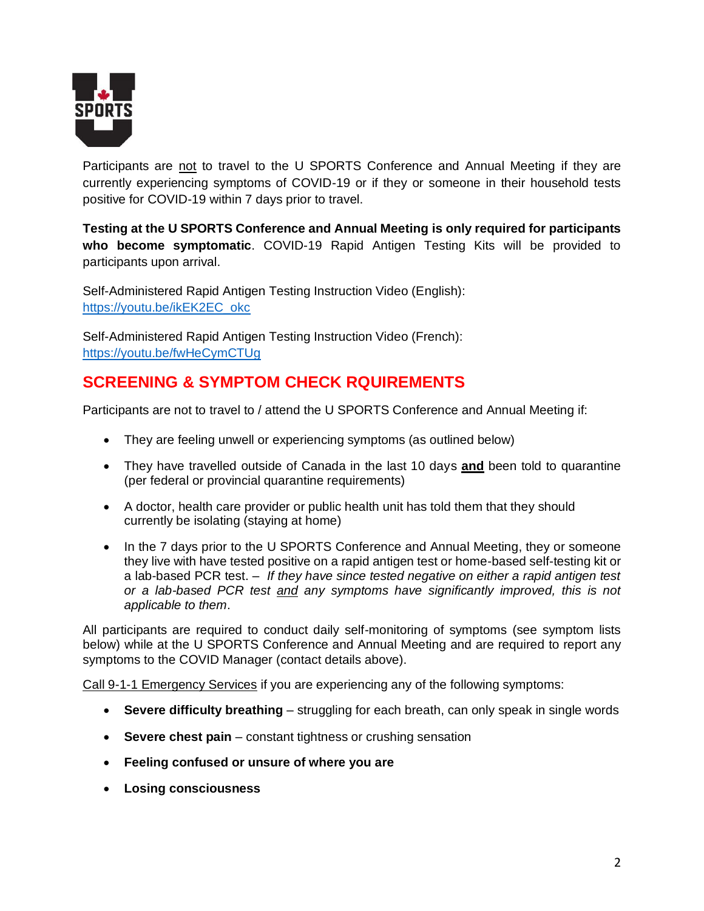Participants are <u>not</u> to travel to the U SPORTS Conference and Annual Meeting if they are currently experiencing symptoms of COVID-19 or if they or someone in their household tests positive for COVID-19 within 7 days prior to travel.

**Testing at the U SPORTS Conference and Annual Meeting is only required for participants who become symptomatic**. COVID-19 Rapid Antigen Testing Kits will be provided to participants upon arrival.

Self-Administered Rapid Antigen Testing Instruction Video (English):
https://youtu.be/ikEK2EC_okc

Self-Administered Rapid Antigen Testing Instruction Video (French):
https://youtu.be/fwHeCymCTUg

## SCREENING & SYMPTOM CHECK RQUIREMENTS

Participants are not to travel to / attend the U SPORTS Conference and Annual Meeting if:

- They are feeling unwell or experiencing symptoms (as outlined below)
- They have travelled outside of Canada in the last 10 days **<u>and</u>** been told to quarantine (per federal or provincial quarantine requirements)
- A doctor, health care provider or public health unit has told them that they should currently be isolating (staying at home)
- In the 7 days prior to the U SPORTS Conference and Annual Meeting, they or someone they live with have tested positive on a rapid antigen test or home-based self-testing kit or a lab-based PCR test. – *If they have since tested negative on either a rapid antigen test or a lab-based PCR test <u>and</u> any symptoms have significantly improved, this is not applicable to them*.

All participants are required to conduct daily self-monitoring of symptoms (see symptom lists below) while at the U SPORTS Conference and Annual Meeting and are required to report any symptoms to the COVID Manager (contact details above).

<u>Call 9-1-1 Emergency Services</u> if you are experiencing any of the following symptoms:

- **Severe difficulty breathing** – struggling for each breath, can only speak in single words
- **Severe chest pain** – constant tightness or crushing sensation
- **Feeling confused or unsure of where you are**
- **Losing consciousness**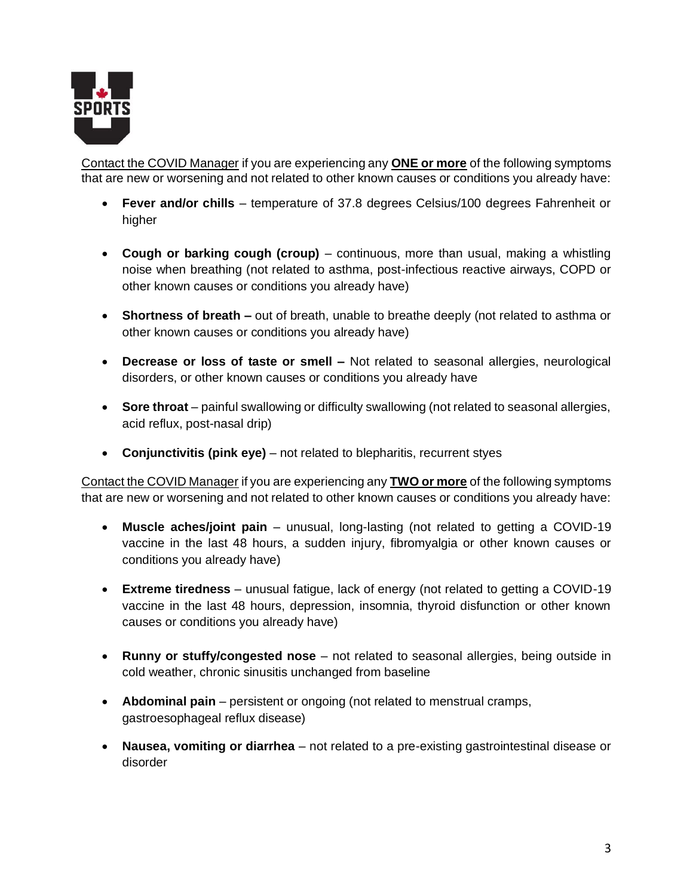Contact the COVID Manager if you are experiencing any **ONE or more** of the following symptoms that are new or worsening and not related to other known causes or conditions you already have:

- **Fever and/or chills** – temperature of 37.8 degrees Celsius/100 degrees Fahrenheit or higher
- **Cough or barking cough (croup)** – continuous, more than usual, making a whistling noise when breathing (not related to asthma, post-infectious reactive airways, COPD or other known causes or conditions you already have)
- **Shortness of breath –** out of breath, unable to breathe deeply (not related to asthma or other known causes or conditions you already have)
- **Decrease or loss of taste or smell –** Not related to seasonal allergies, neurological disorders, or other known causes or conditions you already have
- **Sore throat** – painful swallowing or difficulty swallowing (not related to seasonal allergies, acid reflux, post-nasal drip)
- **Conjunctivitis (pink eye)** – not related to blepharitis, recurrent styes

Contact the COVID Manager if you are experiencing any **TWO or more** of the following symptoms that are new or worsening and not related to other known causes or conditions you already have:

- **Muscle aches/joint pain** – unusual, long-lasting (not related to getting a COVID-19 vaccine in the last 48 hours, a sudden injury, fibromyalgia or other known causes or conditions you already have)
- **Extreme tiredness** – unusual fatigue, lack of energy (not related to getting a COVID-19 vaccine in the last 48 hours, depression, insomnia, thyroid disfunction or other known causes or conditions you already have)
- **Runny or stuffy/congested nose** – not related to seasonal allergies, being outside in cold weather, chronic sinusitis unchanged from baseline
- **Abdominal pain** – persistent or ongoing (not related to menstrual cramps, gastroesophageal reflux disease)
- **Nausea, vomiting or diarrhea** – not related to a pre-existing gastrointestinal disease or disorder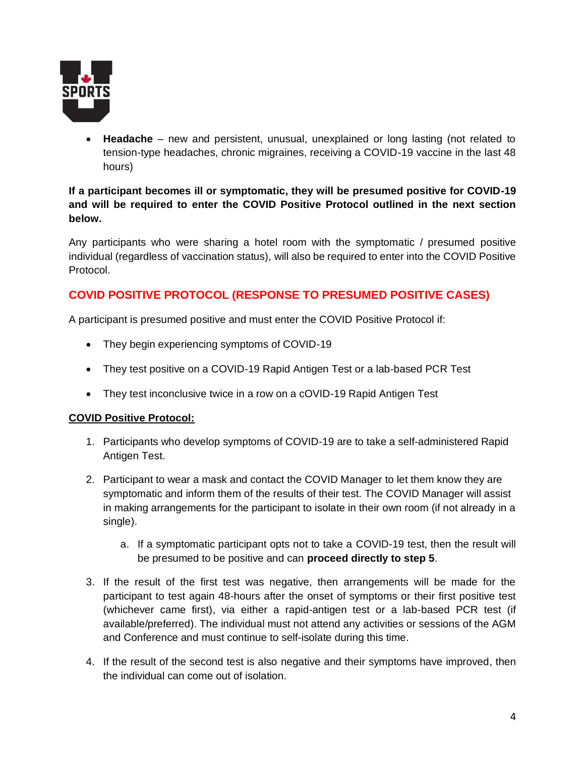- **Headache** – new and persistent, unusual, unexplained or long lasting (not related to tension-type headaches, chronic migraines, receiving a COVID-19 vaccine in the last 48 hours)

**If a participant becomes ill or symptomatic, they will be presumed positive for COVID-19 and will be required to enter the COVID Positive Protocol outlined in the next section below.**

Any participants who were sharing a hotel room with the symptomatic / presumed positive individual (regardless of vaccination status), will also be required to enter into the COVID Positive Protocol.

## COVID POSITIVE PROTOCOL (RESPONSE TO PRESUMED POSITIVE CASES)

A participant is presumed positive and must enter the COVID Positive Protocol if:

- They begin experiencing symptoms of COVID-19
- They test positive on a COVID-19 Rapid Antigen Test or a lab-based PCR Test
- They test inconclusive twice in a row on a cOVID-19 Rapid Antigen Test

**COVID Positive Protocol:**

1. Participants who develop symptoms of COVID-19 are to take a self-administered Rapid Antigen Test.
2. Participant to wear a mask and contact the COVID Manager to let them know they are symptomatic and inform them of the results of their test. The COVID Manager will assist in making arrangements for the participant to isolate in their own room (if not already in a single).
    a. If a symptomatic participant opts not to take a COVID-19 test, then the result will be presumed to be positive and can **proceed directly to step 5**.
3. If the result of the first test was negative, then arrangements will be made for the participant to test again 48-hours after the onset of symptoms or their first positive test (whichever came first), via either a rapid-antigen test or a lab-based PCR test (if available/preferred). The individual must not attend any activities or sessions of the AGM and Conference and must continue to self-isolate during this time.
4. If the result of the second test is also negative and their symptoms have improved, then the individual can come out of isolation.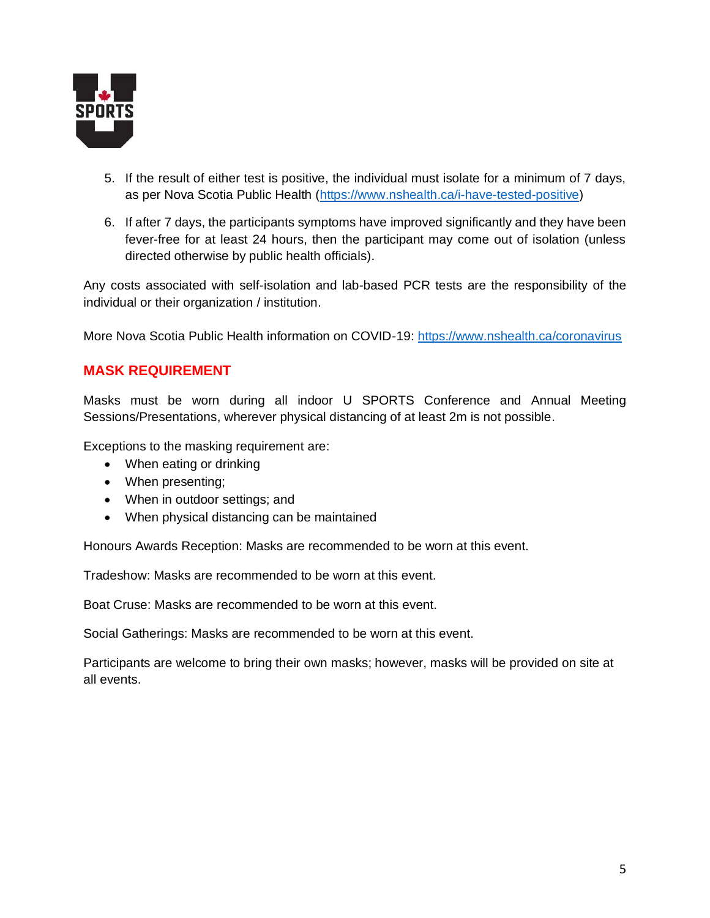5. If the result of either test is positive, the individual must isolate for a minimum of 7 days, as per Nova Scotia Public Health (https://www.nshealth.ca/i-have-tested-positive)
6. If after 7 days, the participants symptoms have improved significantly and they have been fever-free for at least 24 hours, then the participant may come out of isolation (unless directed otherwise by public health officials).

Any costs associated with self-isolation and lab-based PCR tests are the responsibility of the individual or their organization / institution.

More Nova Scotia Public Health information on COVID-19: https://www.nshealth.ca/coronavirus

## MASK REQUIREMENT

Masks must be worn during all indoor U SPORTS Conference and Annual Meeting Sessions/Presentations, wherever physical distancing of at least 2m is not possible.

Exceptions to the masking requirement are:

- When eating or drinking
- When presenting;
- When in outdoor settings; and
- When physical distancing can be maintained

Honours Awards Reception: Masks are recommended to be worn at this event.

Tradeshow: Masks are recommended to be worn at this event.

Boat Cruse: Masks are recommended to be worn at this event.

Social Gatherings: Masks are recommended to be worn at this event.

Participants are welcome to bring their own masks; however, masks will be provided on site at all events.